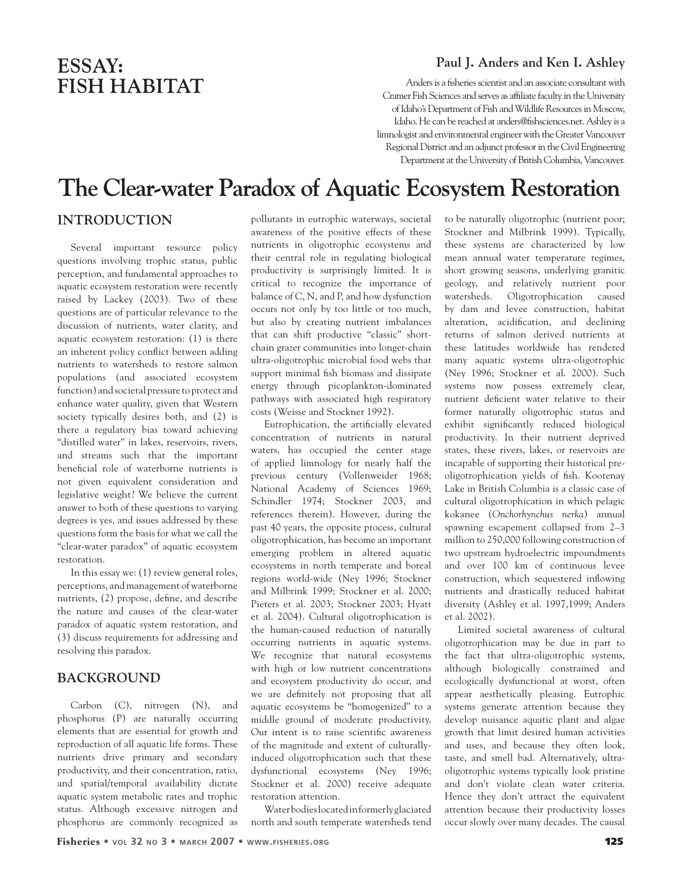# ESSAY: FISH HABITAT

**Paul J. Anders and Ken I. Ashley**

Anders is a fisheries scientist and an associate consultant with Cramer Fish Sciences and serves as affiliate faculty in the University of Idaho's Department of Fish and Wildlife Resources in Moscow, Idaho. He can be reached at anders@fishsciences.net. Ashley is a limnologist and environmental engineer with the Greater Vancouver Regional District and an adjunct professor in the Civil Engineering Department at the University of British Columbia, Vancouver.

# The Clear-water Paradox of Aquatic Ecosystem Restoration

## INTRODUCTION

Several important resource policy questions involving trophic status, public perception, and fundamental approaches to aquatic ecosystem restoration were recently raised by Lackey (2003). Two of these questions are of particular relevance to the discussion of nutrients, water clarity, and aquatic ecosystem restoration: (1) is there an inherent policy conflict between adding nutrients to watersheds to restore salmon populations (and associated ecosystem function) and societal pressure to protect and enhance water quality, given that Western society typically desires both, and (2) is there a regulatory bias toward achieving "distilled water" in lakes, reservoirs, rivers, and streams such that the important beneficial role of waterborne nutrients is not given equivalent consideration and legislative weight? We believe the current answer to both of these questions to varying degrees is yes, and issues addressed by these questions form the basis for what we call the "clear-water paradox" of aquatic ecosystem restoration.

In this essay we: (1) review general roles, perceptions, and management of waterborne nutrients, (2) propose, define, and describe the nature and causes of the clear-water paradox of aquatic system restoration, and (3) discuss requirements for addressing and resolving this paradox.

## BACKGROUND

Carbon (C), nitrogen (N), and phosphorus (P) are naturally occurring elements that are essential for growth and reproduction of all aquatic life forms. These nutrients drive primary and secondary productivity, and their concentration, ratio, and spatial/temporal availability dictate aquatic system metabolic rates and trophic status. Although excessive nitrogen and phosphorus are commonly recognized as pollutants in eutrophic waterways, societal awareness of the positive effects of these nutrients in oligotrophic ecosystems and their central role in regulating biological productivity is surprisingly limited. It is critical to recognize the importance of balance of C, N, and P, and how dysfunction occurs not only by too little or too much, but also by creating nutrient imbalances that can shift productive "classic" short-chain grazer communities into longer-chain ultra-oligotrophic microbial food webs that support minimal fish biomass and dissipate energy through picoplankton-dominated pathways with associated high respiratory costs (Weisse and Stockner 1992).

Eutrophication, the artificially elevated concentration of nutrients in natural waters, has occupied the center stage of applied limnology for nearly half the previous century (Vollenweider 1968; National Academy of Sciences 1969; Schindler 1974; Stockner 2003, and references therein). However, during the past 40 years, the opposite process, cultural oligotrophication, has become an important emerging problem in altered aquatic ecosystems in north temperate and boreal regions world-wide (Ney 1996; Stockner and Milbrink 1999; Stockner et al. 2000; Pieters et al. 2003; Stockner 2003; Hyatt et al. 2004). Cultural oligotrophication is the human-caused reduction of naturally occurring nutrients in aquatic systems. We recognize that natural ecosystems with high or low nutrient concentrations and ecosystem productivity do occur, and we are definitely not proposing that all aquatic ecosystems be "homogenized" to a middle ground of moderate productivity. Our intent is to raise scientific awareness of the magnitude and extent of culturally-induced oligotrophication such that these dysfunctional ecosystems (Ney 1996; Stockner et al. 2000) receive adequate restoration attention.

Water bodies located in formerly glaciated north and south temperate watersheds tend to be naturally oligotrophic (nutrient poor; Stockner and Milbrink 1999). Typically, these systems are characterized by low mean annual water temperature regimes, short growing seasons, underlying granitic geology, and relatively nutrient poor watersheds. Oligotrophication caused by dam and levee construction, habitat alteration, acidification, and declining returns of salmon derived nutrients at these latitudes worldwide has rendered many aquatic systems ultra-oligotrophic (Ney 1996; Stockner et al. 2000). Such systems now possess extremely clear, nutrient deficient water relative to their former naturally oligotrophic status and exhibit significantly reduced biological productivity. In their nutrient deprived states, these rivers, lakes, or reservoirs are incapable of supporting their historical pre-oligotrophication yields of fish. Kootenay Lake in British Columbia is a classic case of cultural oligotrophication in which pelagic kokanee (*Onchorhynchus nerka*) annual spawning escapement collapsed from 2–3 million to 250,000 following construction of two upstream hydroelectric impoundments and over 100 km of continuous levee construction, which sequestered inflowing nutrients and drastically reduced habitat diversity (Ashley et al. 1997,1999; Anders et al. 2002).

Limited societal awareness of cultural oligotrophication may be due in part to the fact that ultra-oligotrophic systems, although biologically constrained and ecologically dysfunctional at worst, often appear aesthetically pleasing. Eutrophic systems generate attention because they develop nuisance aquatic plant and algae growth that limit desired human activities and uses, and because they often look, taste, and smell bad. Alternatively, ultra-oligotrophic systems typically look pristine and don't violate clean water criteria. Hence they don't attract the equivalent attention because their productivity losses occur slowly over many decades. The causal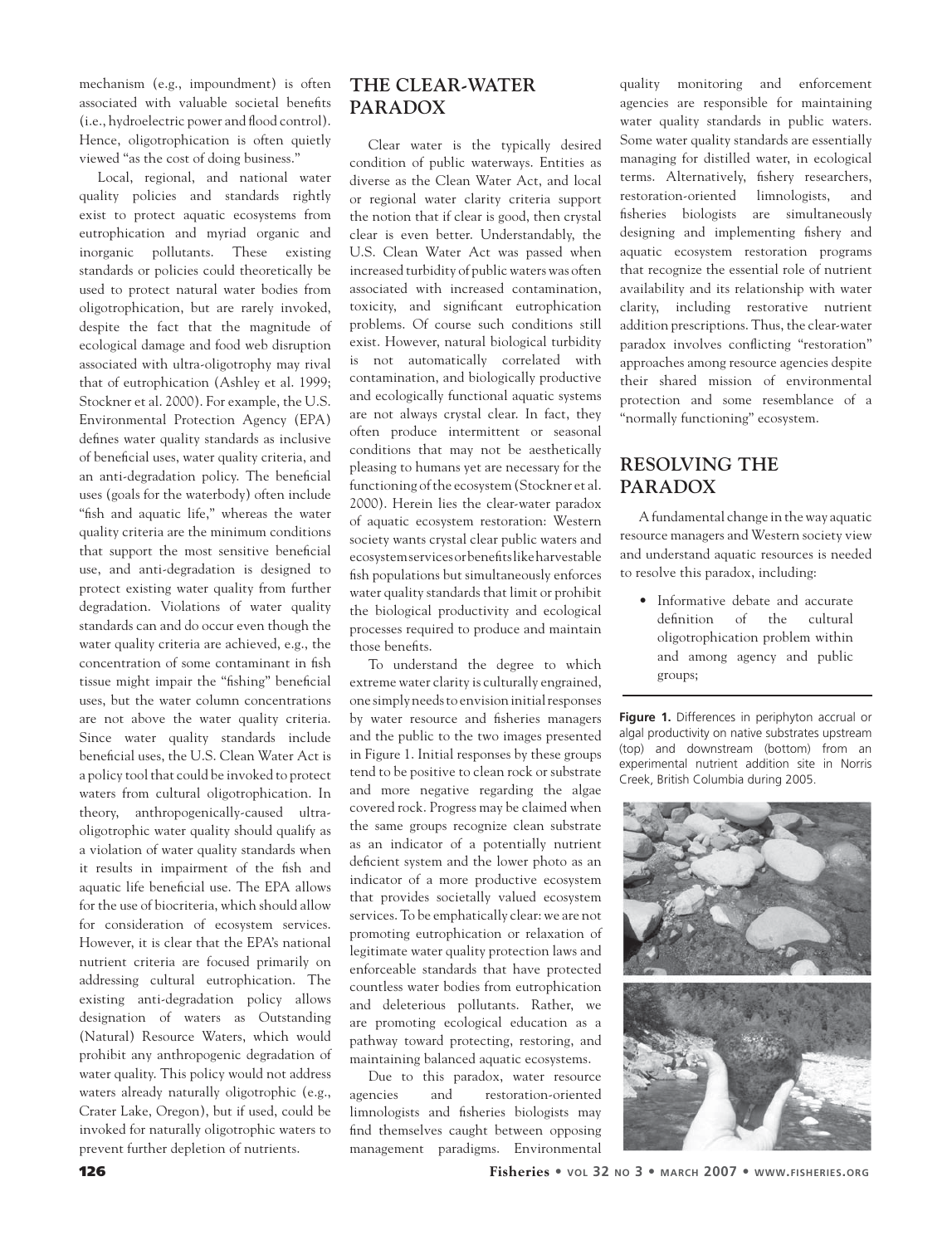mechanism (e.g., impoundment) is often associated with valuable societal benefits (i.e., hydroelectric power and flood control). Hence, oligotrophication is often quietly viewed "as the cost of doing business."

Local, regional, and national water quality policies and standards rightly exist to protect aquatic ecosystems from eutrophication and myriad organic and inorganic pollutants. These existing standards or policies could theoretically be used to protect natural water bodies from oligotrophication, but are rarely invoked, despite the fact that the magnitude of ecological damage and food web disruption associated with ultra-oligotrophy may rival that of eutrophication (Ashley et al. 1999; Stockner et al. 2000). For example, the U.S. Environmental Protection Agency (EPA) defines water quality standards as inclusive of beneficial uses, water quality criteria, and an anti-degradation policy. The beneficial uses (goals for the waterbody) often include "fish and aquatic life," whereas the water quality criteria are the minimum conditions that support the most sensitive beneficial use, and anti-degradation is designed to protect existing water quality from further degradation. Violations of water quality standards can and do occur even though the water quality criteria are achieved, e.g., the concentration of some contaminant in fish tissue might impair the "fishing" beneficial uses, but the water column concentrations are not above the water quality criteria. Since water quality standards include beneficial uses, the U.S. Clean Water Act is a policy tool that could be invoked to protect waters from cultural oligotrophication. In theory, anthropogenically-caused ultra-oligotrophic water quality should qualify as a violation of water quality standards when it results in impairment of the fish and aquatic life beneficial use. The EPA allows for the use of biocriteria, which should allow for consideration of ecosystem services. However, it is clear that the EPA's national nutrient criteria are focused primarily on addressing cultural eutrophication. The existing anti-degradation policy allows designation of waters as Outstanding (Natural) Resource Waters, which would prohibit any anthropogenic degradation of water quality. This policy would not address waters already naturally oligotrophic (e.g., Crater Lake, Oregon), but if used, could be invoked for naturally oligotrophic waters to prevent further depletion of nutrients.

## THE CLEAR-WATER PARADOX

Clear water is the typically desired condition of public waterways. Entities as diverse as the Clean Water Act, and local or regional water clarity criteria support the notion that if clear is good, then crystal clear is even better. Understandably, the U.S. Clean Water Act was passed when increased turbidity of public waters was often associated with increased contamination, toxicity, and significant eutrophication problems. Of course such conditions still exist. However, natural biological turbidity is not automatically correlated with contamination, and biologically productive and ecologically functional aquatic systems are not always crystal clear. In fact, they often produce intermittent or seasonal conditions that may not be aesthetically pleasing to humans yet are necessary for the functioning of the ecosystem (Stockner et al. 2000). Herein lies the clear-water paradox of aquatic ecosystem restoration: Western society wants crystal clear public waters and ecosystem services or benefits like harvestable fish populations but simultaneously enforces water quality standards that limit or prohibit the biological productivity and ecological processes required to produce and maintain those benefits.

To understand the degree to which extreme water clarity is culturally engrained, one simply needs to envision initial responses by water resource and fisheries managers and the public to the two images presented in Figure 1. Initial responses by these groups tend to be positive to clean rock or substrate and more negative regarding the algae covered rock. Progress may be claimed when the same groups recognize clean substrate as an indicator of a potentially nutrient deficient system and the lower photo as an indicator of a more productive ecosystem that provides societally valued ecosystem services. To be emphatically clear: we are not promoting eutrophication or relaxation of legitimate water quality protection laws and enforceable standards that have protected countless water bodies from eutrophication and deleterious pollutants. Rather, we are promoting ecological education as a pathway toward protecting, restoring, and maintaining balanced aquatic ecosystems.

Due to this paradox, water resource agencies and restoration-oriented limnologists and fisheries biologists may find themselves caught between opposing management paradigms. Environmental quality monitoring and enforcement agencies are responsible for maintaining water quality standards in public waters. Some water quality standards are essentially managing for distilled water, in ecological terms. Alternatively, fishery researchers, restoration-oriented limnologists, and fisheries biologists are simultaneously designing and implementing fishery and aquatic ecosystem restoration programs that recognize the essential role of nutrient availability and its relationship with water clarity, including restorative nutrient addition prescriptions. Thus, the clear-water paradox involves conflicting "restoration" approaches among resource agencies despite their shared mission of environmental protection and some resemblance of a "normally functioning" ecosystem.

## RESOLVING THE PARADOX

A fundamental change in the way aquatic resource managers and Western society view and understand aquatic resources is needed to resolve this paradox, including:

- Informative debate and accurate definition of the cultural oligotrophication problem within and among agency and public groups;

**Figure 1.** Differences in periphyton accrual or algal productivity on native substrates upstream (top) and downstream (bottom) from an experimental nutrient addition site in Norris Creek, British Columbia during 2005.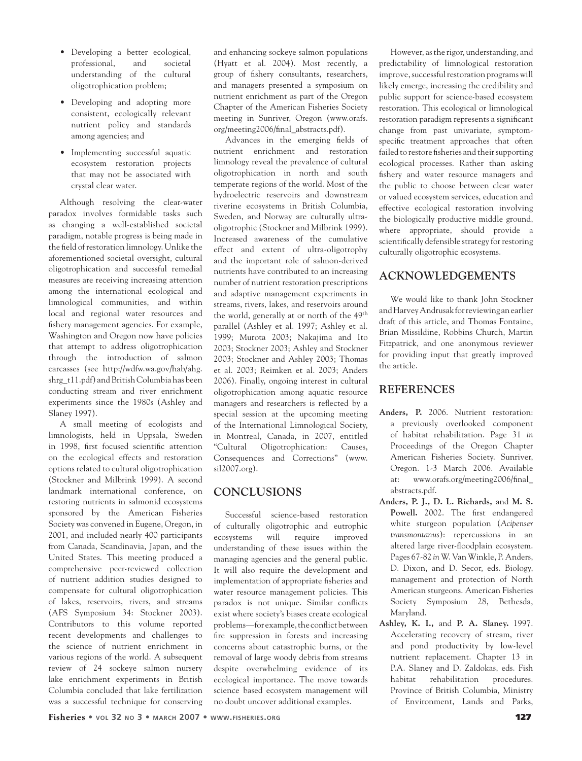- Developing a better ecological, professional, and societal understanding of the cultural oligotrophication problem;
- Developing and adopting more consistent, ecologically relevant nutrient policy and standards among agencies; and
- Implementing successful aquatic ecosystem restoration projects that may not be associated with crystal clear water.

Although resolving the clear-water paradox involves formidable tasks such as changing a well-established societal paradigm, notable progress is being made in the field of restoration limnology. Unlike the aforementioned societal oversight, cultural oligotrophication and successful remedial measures are receiving increasing attention among the international ecological and limnological communities, and within local and regional water resources and fishery management agencies. For example, Washington and Oregon now have policies that attempt to address oligotrophication through the introduction of salmon carcasses (see http://wdfw.wa.gov/hab/ahg.shrg_t11.pdf) and British Columbia has been conducting stream and river enrichment experiments since the 1980s (Ashley and Slaney 1997).

A small meeting of ecologists and limnologists, held in Uppsala, Sweden in 1998, first focused scientific attention on the ecological effects and restoration options related to cultural oligotrophication (Stockner and Milbrink 1999). A second landmark international conference, on restoring nutrients in salmonid ecosystems sponsored by the American Fisheries Society was convened in Eugene, Oregon, in 2001, and included nearly 400 participants from Canada, Scandinavia, Japan, and the United States. This meeting produced a comprehensive peer-reviewed collection of nutrient addition studies designed to compensate for cultural oligotrophication of lakes, reservoirs, rivers, and streams (AFS Symposium 34: Stockner 2003). Contributors to this volume reported recent developments and challenges to the science of nutrient enrichment in various regions of the world. A subsequent review of 24 sockeye salmon nursery lake enrichment experiments in British Columbia concluded that lake fertilization was a successful technique for conserving and enhancing sockeye salmon populations (Hyatt et al. 2004). Most recently, a group of fishery consultants, researchers, and managers presented a symposium on nutrient enrichment as part of the Oregon Chapter of the American Fisheries Society meeting in Sunriver, Oregon (www.orafs.org/meeting2006/final_abstracts.pdf).

Advances in the emerging fields of nutrient enrichment and restoration limnology reveal the prevalence of cultural oligotrophication in north and south temperate regions of the world. Most of the hydroelectric reservoirs and downstream riverine ecosystems in British Columbia, Sweden, and Norway are culturally ultra-oligotrophic (Stockner and Milbrink 1999). Increased awareness of the cumulative effect and extent of ultra-oligotrophy and the important role of salmon-derived nutrients have contributed to an increasing number of nutrient restoration prescriptions and adaptive management experiments in streams, rivers, lakes, and reservoirs around the world, generally at or north of the 49th parallel (Ashley et al. 1997; Ashley et al. 1999; Murota 2003; Nakajima and Ito 2003; Stockner 2003; Ashley and Stockner 2003; Stockner and Ashley 2003; Thomas et al. 2003; Reimken et al. 2003; Anders 2006). Finally, ongoing interest in cultural oligotrophication among aquatic resource managers and researchers is reflected by a special session at the upcoming meeting of the International Limnological Society, in Montreal, Canada, in 2007, entitled "Cultural Oligotrophication: Causes, Consequences and Corrections" (www.sil2007.org).

## CONCLUSIONS

Successful science-based restoration of culturally oligotrophic and eutrophic ecosystems will require improved understanding of these issues within the managing agencies and the general public. It will also require the development and implementation of appropriate fisheries and water resource management policies. This paradox is not unique. Similar conflicts exist where society's biases create ecological problems—for example, the conflict between fire suppression in forests and increasing concerns about catastrophic burns, or the removal of large woody debris from streams despite overwhelming evidence of its ecological importance. The move towards science based ecosystem management will no doubt uncover additional examples.

However, as the rigor, understanding, and predictability of limnological restoration improve, successful restoration programs will likely emerge, increasing the credibility and public support for science-based ecosystem restoration. This ecological or limnological restoration paradigm represents a significant change from past univariate, symptom-specific treatment approaches that often failed to restore fisheries and their supporting ecological processes. Rather than asking fishery and water resource managers and the public to choose between clear water or valued ecosystem services, education and effective ecological restoration involving the biologically productive middle ground, where appropriate, should provide a scientifically defensible strategy for restoring culturally oligotrophic ecosystems.

## ACKNOWLEDGEMENTS

We would like to thank John Stockner and Harvey Andrusak for reviewing an earlier draft of this article, and Thomas Fontaine, Brian Missildine, Robbins Church, Martin Fitzpatrick, and one anonymous reviewer for providing input that greatly improved the article.

## REFERENCES

**Anders, P.** 2006. Nutrient restoration: a previously overlooked component of habitat rehabilitation. Page 31 *in* Proceedings of the Oregon Chapter American Fisheries Society. Sunriver, Oregon. 1-3 March 2006. Available at: www.orafs.org/meeting2006/final_abstracts.pdf.

**Anders, P. J., D. L. Richards,** and **M. S. Powell.** 2002. The first endangered white sturgeon population (*Acipenser transmontanus*): repercussions in an altered large river-floodplain ecosystem. Pages 67-82 *in* W. Van Winkle, P. Anders, D. Dixon, and D. Secor, eds. Biology, management and protection of North American sturgeons. American Fisheries Society Symposium 28, Bethesda, Maryland.

**Ashley, K. I.,** and **P. A. Slaney.** 1997. Accelerating recovery of stream, river and pond productivity by low-level nutrient replacement. Chapter 13 in P.A. Slaney and D. Zaldokas, eds. Fish habitat rehabilitation procedures. Province of British Columbia, Ministry of Environment, Lands and Parks,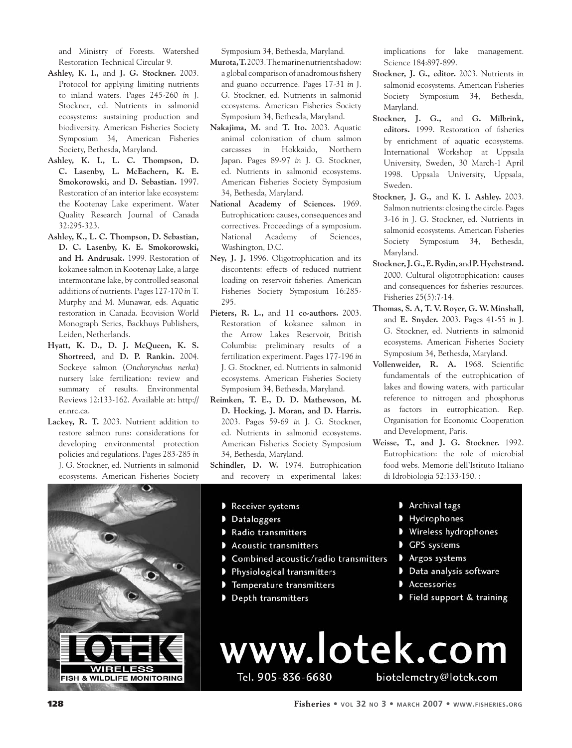and Ministry of Forests. Watershed Restoration Technical Circular 9.

**Ashley, K. I.,** and **J. G. Stockner.** 2003. Protocol for applying limiting nutrients to inland waters. Pages 245-260 *in* J. Stockner, ed. Nutrients in salmonid ecosystems: sustaining production and biodiversity. American Fisheries Society Symposium 34, American Fisheries Society, Bethesda, Maryland.

**Ashley, K. I., L. C. Thompson, D. C. Lasenby, L. McEachern, K. E. Smokorowski,** and **D. Sebastian.** 1997. Restoration of an interior lake ecosystem: the Kootenay Lake experiment. Water Quality Research Journal of Canada 32:295-323.

**Ashley, K., L. C. Thompson, D. Sebastian, D. C. Lasenby, K. E. Smokorowski, and H. Andrusak.** 1999. Restoration of kokanee salmon in Kootenay Lake, a large intermontane lake, by controlled seasonal additions of nutrients. Pages 127-170 *in* T. Murphy and M. Munawar, eds. Aquatic restoration in Canada. Ecovision World Monograph Series, Backhuys Publishers, Leiden, Netherlands.

**Hyatt, K. D., D. J. McQueen, K. S. Shortreed,** and **D. P. Rankin.** 2004. Sockeye salmon (*Onchorynchus nerka*) nursery lake fertilization: review and summary of results. Environmental Reviews 12:133-162. Available at: http://er.nrc.ca.

**Lackey, R. T.** 2003. Nutrient addition to restore salmon runs: considerations for developing environmental protection policies and regulations. Pages 283-285 *in* J. G. Stockner, ed. Nutrients in salmonid ecosystems. American Fisheries Society Symposium 34, Bethesda, Maryland.

**Murota, T.** 2003. The marine nutrient shadow: a global comparison of anadromous fishery and guano occurrence. Pages 17-31 *in* J. G. Stockner, ed. Nutrients in salmonid ecosystems. American Fisheries Society Symposium 34, Bethesda, Maryland.

**Nakajima, M.** and **T. Ito.** 2003. Aquatic animal colonization of chum salmon carcasses in Hokkaido, Northern Japan. Pages 89-97 *in* J. G. Stockner, ed. Nutrients in salmonid ecosystems. American Fisheries Society Symposium 34, Bethesda, Maryland.

**National Academy of Sciences.** 1969. Eutrophication: causes, consequences and correctives. Proceedings of a symposium. National Academy of Sciences, Washington, D.C.

**Ney, J. J.** 1996. Oligotrophication and its discontents: effects of reduced nutrient loading on reservoir fisheries. American Fisheries Society Symposium 16:285-295.

**Pieters, R. L.,** and **11 co-authors.** 2003. Restoration of kokanee salmon in the Arrow Lakes Reservoir, British Columbia: preliminary results of a fertilization experiment. Pages 177-196 *in* J. G. Stockner, ed. Nutrients in salmonid ecosystems. American Fisheries Society Symposium 34, Bethesda, Maryland.

**Reimken, T. E., D. D. Mathewson, M. D. Hocking, J. Moran, and D. Harris.** 2003. Pages 59-69 *in* J. G. Stockner, ed. Nutrients in salmonid ecosystems. American Fisheries Society Symposium 34, Bethesda, Maryland.

**Schindler, D. W.** 1974. Eutrophication and recovery in experimental lakes: implications for lake management. Science 184:897-899.

**Stockner, J. G., editor.** 2003. Nutrients in salmonid ecosystems. American Fisheries Society Symposium 34, Bethesda, Maryland.

**Stockner, J. G.,** and **G. Milbrink, editors.** 1999. Restoration of fisheries by enrichment of aquatic ecosystems. International Workshop at Uppsala University, Sweden, 30 March-1 April 1998. Uppsala University, Uppsala, Sweden.

**Stockner, J. G.,** and **K. I. Ashley.** 2003. Salmon nutrients: closing the circle. Pages 3-16 *in* J. G. Stockner, ed. Nutrients in salmonid ecosystems. American Fisheries Society Symposium 34, Bethesda, Maryland.

**Stockner, J. G., E. Rydin,** and **P. Hyehstrand.** 2000. Cultural oligotrophication: causes and consequences for fisheries resources. Fisheries 25(5):7-14.

**Thomas, S. A, T. V. Royer, G. W. Minshall,** and **E. Snyder.** 2003. Pages 41-55 *in* J. G. Stockner, ed. Nutrients in salmonid ecosystems. American Fisheries Society Symposium 34, Bethesda, Maryland.

**Vollenweider, R. A.** 1968. Scientific fundamentals of the eutrophication of lakes and flowing waters, with particular reference to nitrogen and phosphorus as factors in eutrophication. Rep. Organisation for Economic Cooperation and Development, Paris.

**Weisse, T., and J. G. Stockner.** 1992. Eutrophication: the role of microbial food webs. Memorie dell'Istituto Italiano di Idrobiologia 52:133-150.

- Receiver systems
- Dataloggers
- Radio transmitters
- Acoustic transmitters
- Combined acoustic/radio transmitters
- Physiological transmitters
- Temperature transmitters
- Depth transmitters
- Archival tags
- Hydrophones
- Wireless hydrophones
- GPS systems
- Argos systems
- Data analysis software
- Accessories
- Field support & training

LOTEK WIRELESS FISH & WILDLIFE MONITORING

www.lotek.com

Tel. 905-836-6680 biotelemetry@lotek.com